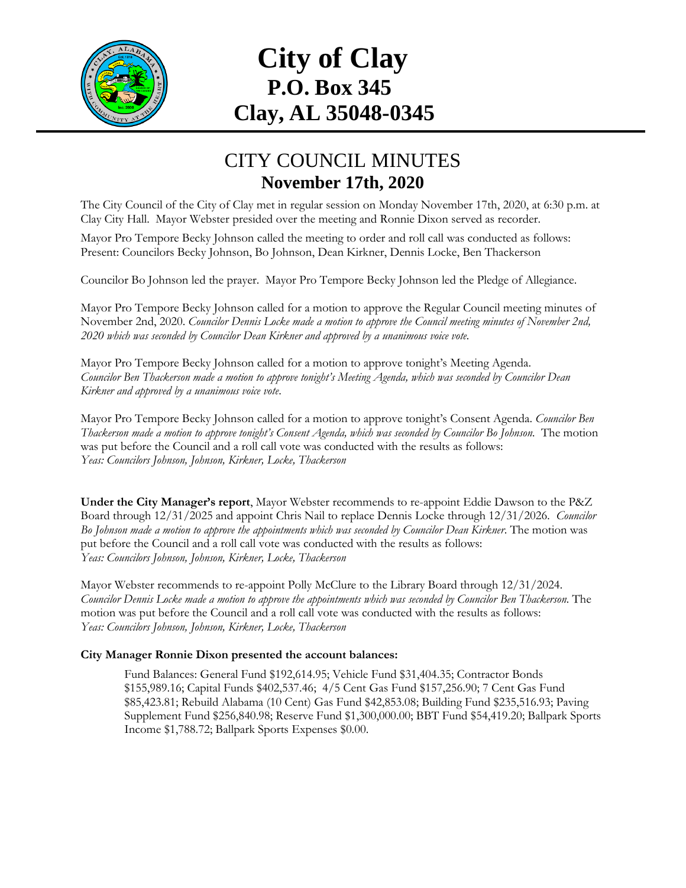# City of Clay
## P.O. Box 345
## Clay, AL 35048-0345

# CITY COUNCIL MINUTES
## November 17th, 2020

The City Council of the City of Clay met in regular session on Monday November 17th, 2020, at 6:30 p.m. at Clay City Hall. Mayor Webster presided over the meeting and Ronnie Dixon served as recorder.

Mayor Pro Tempore Becky Johnson called the meeting to order and roll call was conducted as follows: Present: Councilors Becky Johnson, Bo Johnson, Dean Kirkner, Dennis Locke, Ben Thackerson

Councilor Bo Johnson led the prayer. Mayor Pro Tempore Becky Johnson led the Pledge of Allegiance.

Mayor Pro Tempore Becky Johnson called for a motion to approve the Regular Council meeting minutes of November 2nd, 2020. *Councilor Dennis Locke made a motion to approve the Council meeting minutes of November 2nd, 2020 which was seconded by Councilor Dean Kirkner and approved by a unanimous voice vote.*

Mayor Pro Tempore Becky Johnson called for a motion to approve tonight's Meeting Agenda. *Councilor Ben Thackerson made a motion to approve tonight's Meeting Agenda, which was seconded by Councilor Dean Kirkner and approved by a unanimous voice vote.*

Mayor Pro Tempore Becky Johnson called for a motion to approve tonight's Consent Agenda. *Councilor Ben Thackerson made a motion to approve tonight's Consent Agenda, which was seconded by Councilor Bo Johnson.* The motion was put before the Council and a roll call vote was conducted with the results as follows:
*Yeas: Councilors Johnson, Johnson, Kirkner, Locke, Thackerson*

**Under the City Manager's report**, Mayor Webster recommends to re-appoint Eddie Dawson to the P&Z Board through 12/31/2025 and appoint Chris Nail to replace Dennis Locke through 12/31/2026. *Councilor Bo Johnson made a motion to approve the appointments which was seconded by Councilor Dean Kirkner.* The motion was put before the Council and a roll call vote was conducted with the results as follows:
*Yeas: Councilors Johnson, Johnson, Kirkner, Locke, Thackerson*

Mayor Webster recommends to re-appoint Polly McClure to the Library Board through 12/31/2024. *Councilor Dennis Locke made a motion to approve the appointments which was seconded by Councilor Ben Thackerson.* The motion was put before the Council and a roll call vote was conducted with the results as follows:
*Yeas: Councilors Johnson, Johnson, Kirkner, Locke, Thackerson*

**City Manager Ronnie Dixon presented the account balances:**

Fund Balances: General Fund $192,614.95; Vehicle Fund $31,404.35; Contractor Bonds $155,989.16; Capital Funds $402,537.46; 4/5 Cent Gas Fund $157,256.90; 7 Cent Gas Fund $85,423.81; Rebuild Alabama (10 Cent) Gas Fund $42,853.08; Building Fund $235,516.93; Paving Supplement Fund $256,840.98; Reserve Fund $1,300,000.00; BBT Fund $54,419.20; Ballpark Sports Income $1,788.72; Ballpark Sports Expenses $0.00.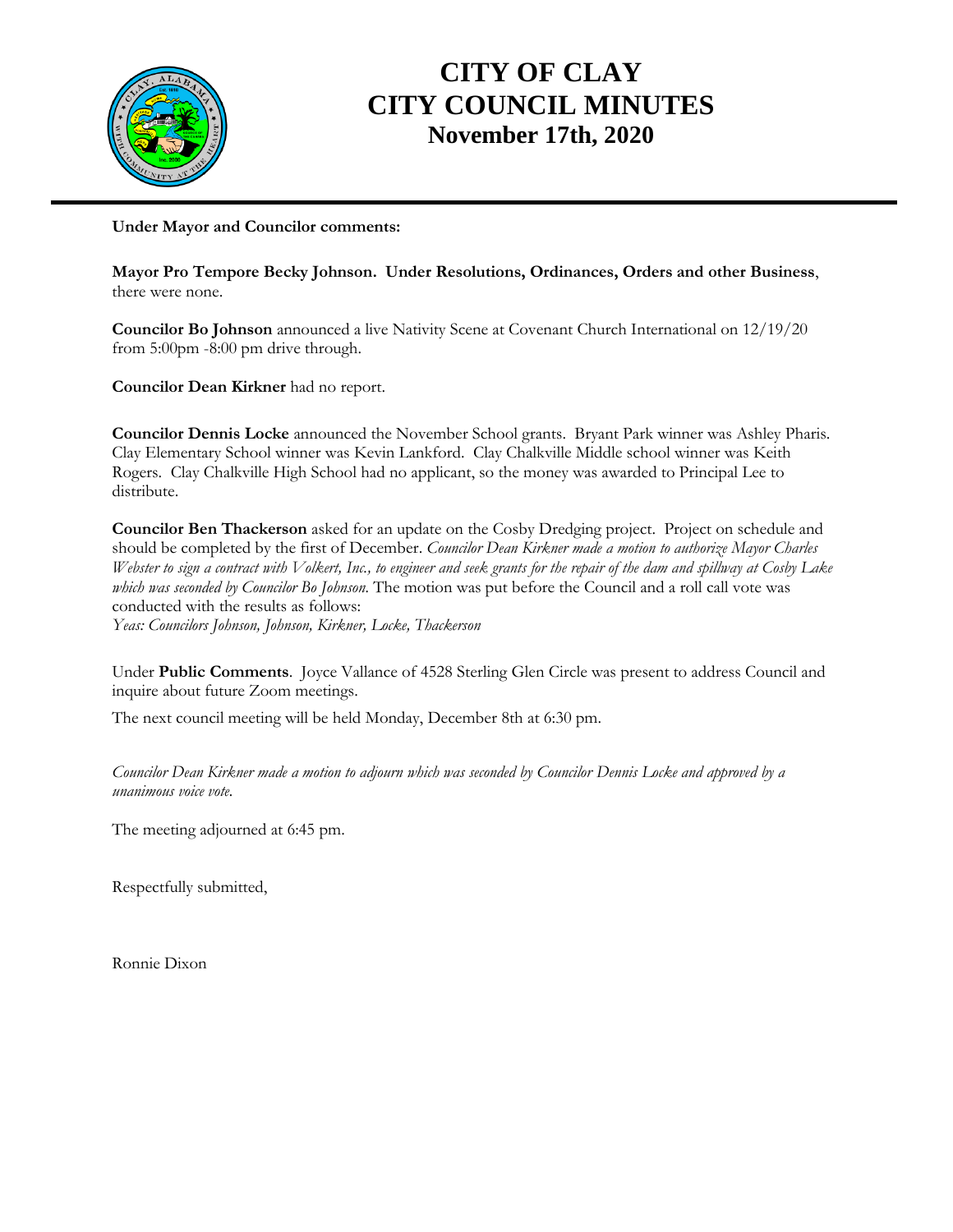# CITY OF CLAY
# CITY COUNCIL MINUTES
## November 17th, 2020

**Under Mayor and Councilor comments:**

**Mayor Pro Tempore Becky Johnson. Under Resolutions, Ordinances, Orders and other Business**, there were none.

**Councilor Bo Johnson** announced a live Nativity Scene at Covenant Church International on 12/19/20 from 5:00pm -8:00 pm drive through.

**Councilor Dean Kirkner** had no report.

**Councilor Dennis Locke** announced the November School grants. Bryant Park winner was Ashley Pharis. Clay Elementary School winner was Kevin Lankford. Clay Chalkville Middle school winner was Keith Rogers. Clay Chalkville High School had no applicant, so the money was awarded to Principal Lee to distribute.

**Councilor Ben Thackerson** asked for an update on the Cosby Dredging project. Project on schedule and should be completed by the first of December. *Councilor Dean Kirkner made a motion to authorize Mayor Charles Webster to sign a contract with Volkert, Inc., to engineer and seek grants for the repair of the dam and spillway at Cosby Lake which was seconded by Councilor Bo Johnson.* The motion was put before the Council and a roll call vote was conducted with the results as follows:
*Yeas: Councilors Johnson, Johnson, Kirkner, Locke, Thackerson*

Under **Public Comments**. Joyce Vallance of 4528 Sterling Glen Circle was present to address Council and inquire about future Zoom meetings.

The next council meeting will be held Monday, December 8th at 6:30 pm.

*Councilor Dean Kirkner made a motion to adjourn which was seconded by Councilor Dennis Locke and approved by a unanimous voice vote.*

The meeting adjourned at 6:45 pm.

Respectfully submitted,

Ronnie Dixon